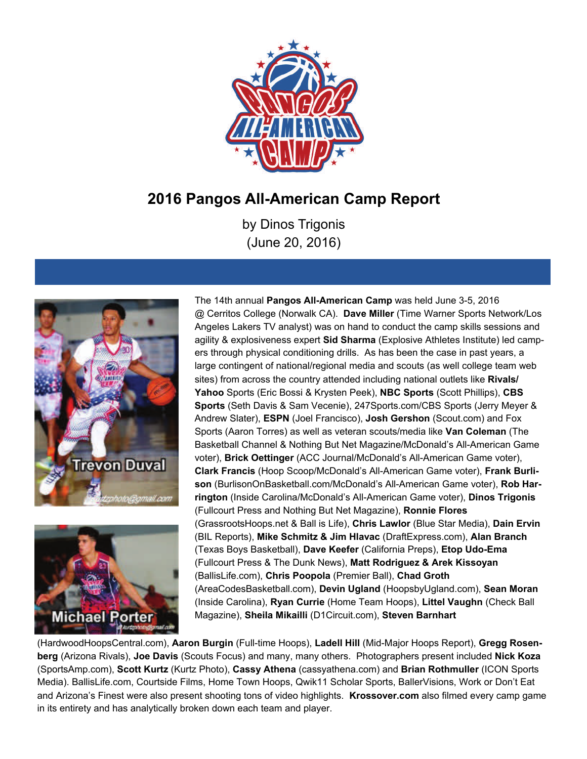# 2016 Pangos All-American Camp Report

by Dinos Trigonis
(June 20, 2016)

The 14th annual **Pangos All-American Camp** was held June 3-5, 2016 @ Cerritos College (Norwalk CA). **Dave Miller** (Time Warner Sports Network/Los Angeles Lakers TV analyst) was on hand to conduct the camp skills sessions and agility & explosiveness expert **Sid Sharma** (Explosive Athletes Institute) led campers through physical conditioning drills. As has been the case in past years, a large contingent of national/regional media and scouts (as well college team web sites) from across the country attended including national outlets like **Rivals/ Yahoo** Sports (Eric Bossi & Krysten Peek), **NBC Sports** (Scott Phillips), **CBS Sports** (Seth Davis & Sam Vecenie), 247Sports.com/CBS Sports (Jerry Meyer & Andrew Slater), **ESPN** (Joel Francisco), **Josh Gershon** (Scout.com) and Fox Sports (Aaron Torres) as well as veteran scouts/media like **Van Coleman** (The Basketball Channel & Nothing But Net Magazine/McDonald's All-American Game voter), **Brick Oettinger** (ACC Journal/McDonald's All-American Game voter), **Clark Francis** (Hoop Scoop/McDonald's All-American Game voter), **Frank Burlison** (BurlisonOnBasketball.com/McDonald's All-American Game voter), **Rob Harrington** (Inside Carolina/McDonald's All-American Game voter), **Dinos Trigonis** (Fullcourt Press and Nothing But Net Magazine), **Ronnie Flores** (GrassrootsHoops.net & Ball is Life), **Chris Lawlor** (Blue Star Media), **Dain Ervin** (BIL Reports), **Mike Schmitz & Jim Hlavac** (DraftExpress.com), **Alan Branch** (Texas Boys Basketball), **Dave Keefer** (California Preps), **Etop Udo-Ema** (Fullcourt Press & The Dunk News), **Matt Rodriguez & Arek Kissoyan** (BallisLife.com), **Chris Poopola** (Premier Ball), **Chad Groth** (AreaCodesBasketball.com), **Devin Ugland** (HoopsbyUgland.com), **Sean Moran** (Inside Carolina), **Ryan Currie** (Home Team Hoops), **Littel Vaughn** (Check Ball Magazine), **Sheila Mikailli** (D1Circuit.com), **Steven Barnhart** (HardwoodHoopsCentral.com), **Aaron Burgin** (Full-time Hoops), **Ladell Hill** (Mid-Major Hoops Report), **Gregg Rosenberg** (Arizona Rivals), **Joe Davis** (Scouts Focus) and many, many others. Photographers present included **Nick Koza** (SportsAmp.com), **Scott Kurtz** (Kurtz Photo), **Cassy Athena** (cassyathena.com) and **Brian Rothmuller** (ICON Sports Media). BallisLife.com, Courtside Films, Home Town Hoops, Qwik11 Scholar Sports, BallerVisions, Work or Don't Eat and Arizona's Finest were also present shooting tons of video highlights. **Krossover.com** also filmed every camp game in its entirety and has analytically broken down each team and player.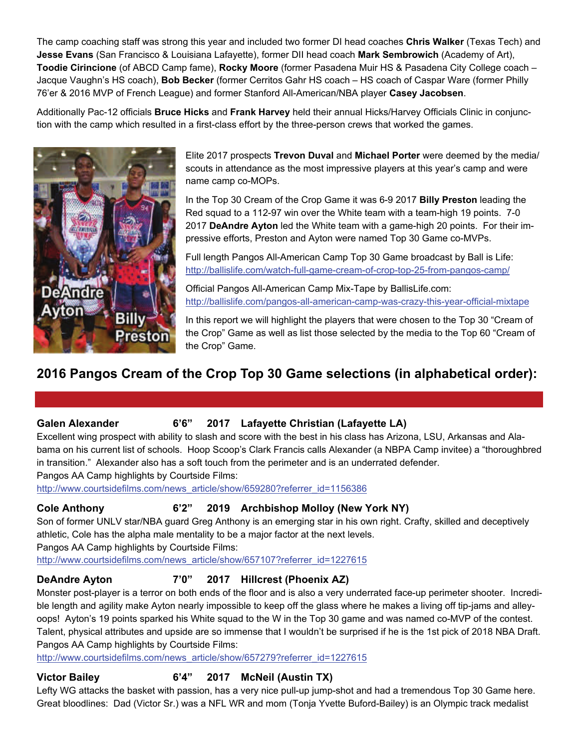The camp coaching staff was strong this year and included two former DI head coaches **Chris Walker** (Texas Tech) and **Jesse Evans** (San Francisco & Louisiana Lafayette), former DII head coach **Mark Sembrowich** (Academy of Art), **Toodie Cirincione** (of ABCD Camp fame), **Rocky Moore** (former Pasadena Muir HS & Pasadena City College coach – Jacque Vaughn's HS coach), **Bob Becker** (former Cerritos Gahr HS coach – HS coach of Caspar Ware (former Philly 76'er & 2016 MVP of French League) and former Stanford All-American/NBA player **Casey Jacobsen**.

Additionally Pac-12 officials **Bruce Hicks** and **Frank Harvey** held their annual Hicks/Harvey Officials Clinic in conjunction with the camp which resulted in a first-class effort by the three-person crews that worked the games.

DeAndre Ayton Billy Preston

Elite 2017 prospects **Trevon Duval** and **Michael Porter** were deemed by the media/scouts in attendance as the most impressive players at this year's camp and were name camp co-MOPs.

In the Top 30 Cream of the Crop Game it was 6-9 2017 **Billy Preston** leading the Red squad to a 112-97 win over the White team with a team-high 19 points. 7-0 2017 **DeAndre Ayton** led the White team with a game-high 20 points. For their impressive efforts, Preston and Ayton were named Top 30 Game co-MVPs.

Full length Pangos All-American Camp Top 30 Game broadcast by Ball is Life:
http://ballislife.com/watch-full-game-cream-of-crop-top-25-from-pangos-camp/

Official Pangos All-American Camp Mix-Tape by BallisLife.com:
http://ballislife.com/pangos-all-american-camp-was-crazy-this-year-official-mixtape

In this report we will highlight the players that were chosen to the Top 30 "Cream of the Crop" Game as well as list those selected by the media to the Top 60 "Cream of the Crop" Game.

## 2016 Pangos Cream of the Crop Top 30 Game selections (in alphabetical order):

**Galen Alexander 6'6" 2017 Lafayette Christian (Lafayette LA)**
Excellent wing prospect with ability to slash and score with the best in his class has Arizona, LSU, Arkansas and Alabama on his current list of schools. Hoop Scoop's Clark Francis calls Alexander (a NBPA Camp invitee) a "thoroughbred in transition." Alexander also has a soft touch from the perimeter and is an underrated defender.
Pangos AA Camp highlights by Courtside Films:
http://www.courtsidefilms.com/news_article/show/659280?referrer_id=1156386

**Cole Anthony 6'2" 2019 Archbishop Molloy (New York NY)**
Son of former UNLV star/NBA guard Greg Anthony is an emerging star in his own right. Crafty, skilled and deceptively athletic, Cole has the alpha male mentality to be a major factor at the next levels.
Pangos AA Camp highlights by Courtside Films:
http://www.courtsidefilms.com/news_article/show/657107?referrer_id=1227615

**DeAndre Ayton 7'0" 2017 Hillcrest (Phoenix AZ)**
Monster post-player is a terror on both ends of the floor and is also a very underrated face-up perimeter shooter. Incredible length and agility make Ayton nearly impossible to keep off the glass where he makes a living off tip-jams and alley-oops! Ayton's 19 points sparked his White squad to the W in the Top 30 game and was named co-MVP of the contest. Talent, physical attributes and upside are so immense that I wouldn't be surprised if he is the 1st pick of 2018 NBA Draft.
Pangos AA Camp highlights by Courtside Films:
http://www.courtsidefilms.com/news_article/show/657279?referrer_id=1227615

**Victor Bailey 6'4" 2017 McNeil (Austin TX)**
Lefty WG attacks the basket with passion, has a very nice pull-up jump-shot and had a tremendous Top 30 Game here. Great bloodlines: Dad (Victor Sr.) was a NFL WR and mom (Tonja Yvette Buford-Bailey) is an Olympic track medalist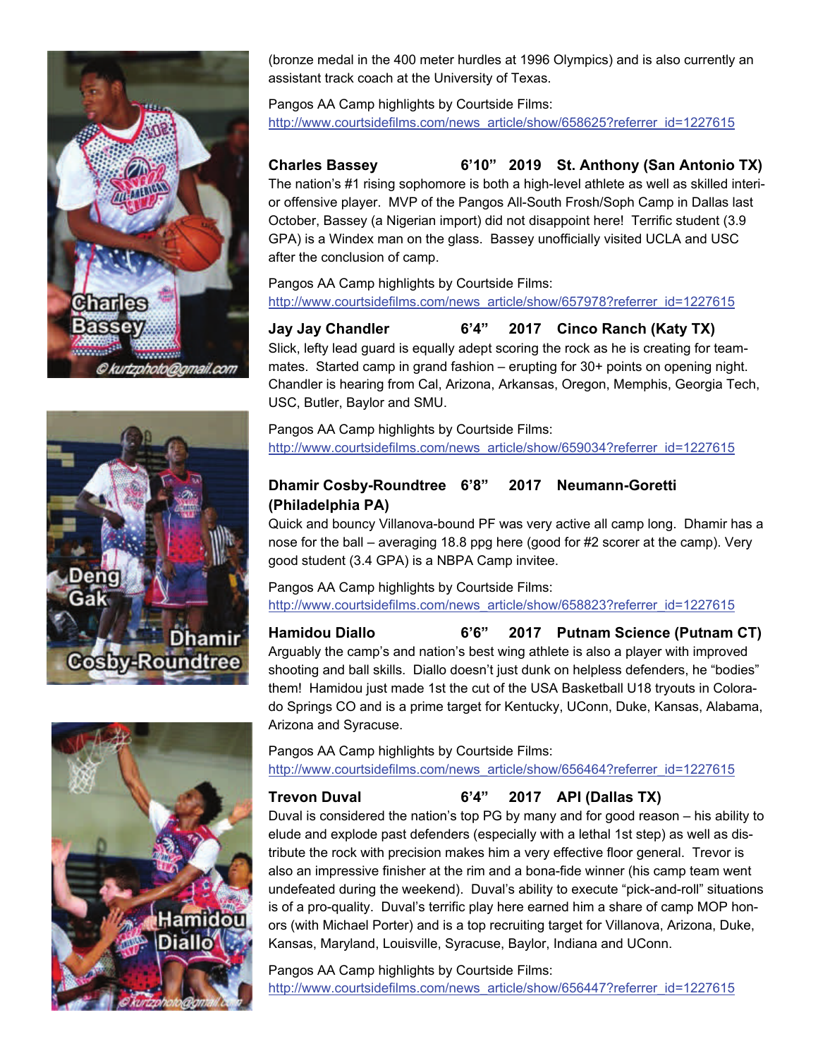(bronze medal in the 400 meter hurdles at 1996 Olympics) and is also currently an assistant track coach at the University of Texas.

Pangos AA Camp highlights by Courtside Films:
http://www.courtsidefilms.com/news_article/show/658625?referrer_id=1227615

**Charles Bassey 6'10" 2019 St. Anthony (San Antonio TX)**
The nation's #1 rising sophomore is both a high-level athlete as well as skilled interior offensive player. MVP of the Pangos All-South Frosh/Soph Camp in Dallas last October, Bassey (a Nigerian import) did not disappoint here! Terrific student (3.9 GPA) is a Windex man on the glass. Bassey unofficially visited UCLA and USC after the conclusion of camp.

Pangos AA Camp highlights by Courtside Films:
http://www.courtsidefilms.com/news_article/show/657978?referrer_id=1227615

**Jay Jay Chandler 6'4" 2017 Cinco Ranch (Katy TX)**
Slick, lefty lead guard is equally adept scoring the rock as he is creating for teammates. Started camp in grand fashion – erupting for 30+ points on opening night. Chandler is hearing from Cal, Arizona, Arkansas, Oregon, Memphis, Georgia Tech, USC, Butler, Baylor and SMU.

Pangos AA Camp highlights by Courtside Films:
http://www.courtsidefilms.com/news_article/show/659034?referrer_id=1227615

**Dhamir Cosby-Roundtree 6'8" 2017 Neumann-Goretti (Philadelphia PA)**
Quick and bouncy Villanova-bound PF was very active all camp long. Dhamir has a nose for the ball – averaging 18.8 ppg here (good for #2 scorer at the camp). Very good student (3.4 GPA) is a NBPA Camp invitee.

Pangos AA Camp highlights by Courtside Films:
http://www.courtsidefilms.com/news_article/show/658823?referrer_id=1227615

**Hamidou Diallo 6'6" 2017 Putnam Science (Putnam CT)**
Arguably the camp's and nation's best wing athlete is also a player with improved shooting and ball skills. Diallo doesn't just dunk on helpless defenders, he "bodies" them! Hamidou just made 1st the cut of the USA Basketball U18 tryouts in Colorado Springs CO and is a prime target for Kentucky, UConn, Duke, Kansas, Alabama, Arizona and Syracuse.

Pangos AA Camp highlights by Courtside Films:
http://www.courtsidefilms.com/news_article/show/656464?referrer_id=1227615

**Trevon Duval 6'4" 2017 API (Dallas TX)**
Duval is considered the nation's top PG by many and for good reason – his ability to elude and explode past defenders (especially with a lethal 1st step) as well as distribute the rock with precision makes him a very effective floor general. Trevor is also an impressive finisher at the rim and a bona-fide winner (his camp team went undefeated during the weekend). Duval's ability to execute "pick-and-roll" situations is of a pro-quality. Duval's terrific play here earned him a share of camp MOP honors (with Michael Porter) and is a top recruiting target for Villanova, Arizona, Duke, Kansas, Maryland, Louisville, Syracuse, Baylor, Indiana and UConn.

Pangos AA Camp highlights by Courtside Films:
http://www.courtsidefilms.com/news_article/show/656447?referrer_id=1227615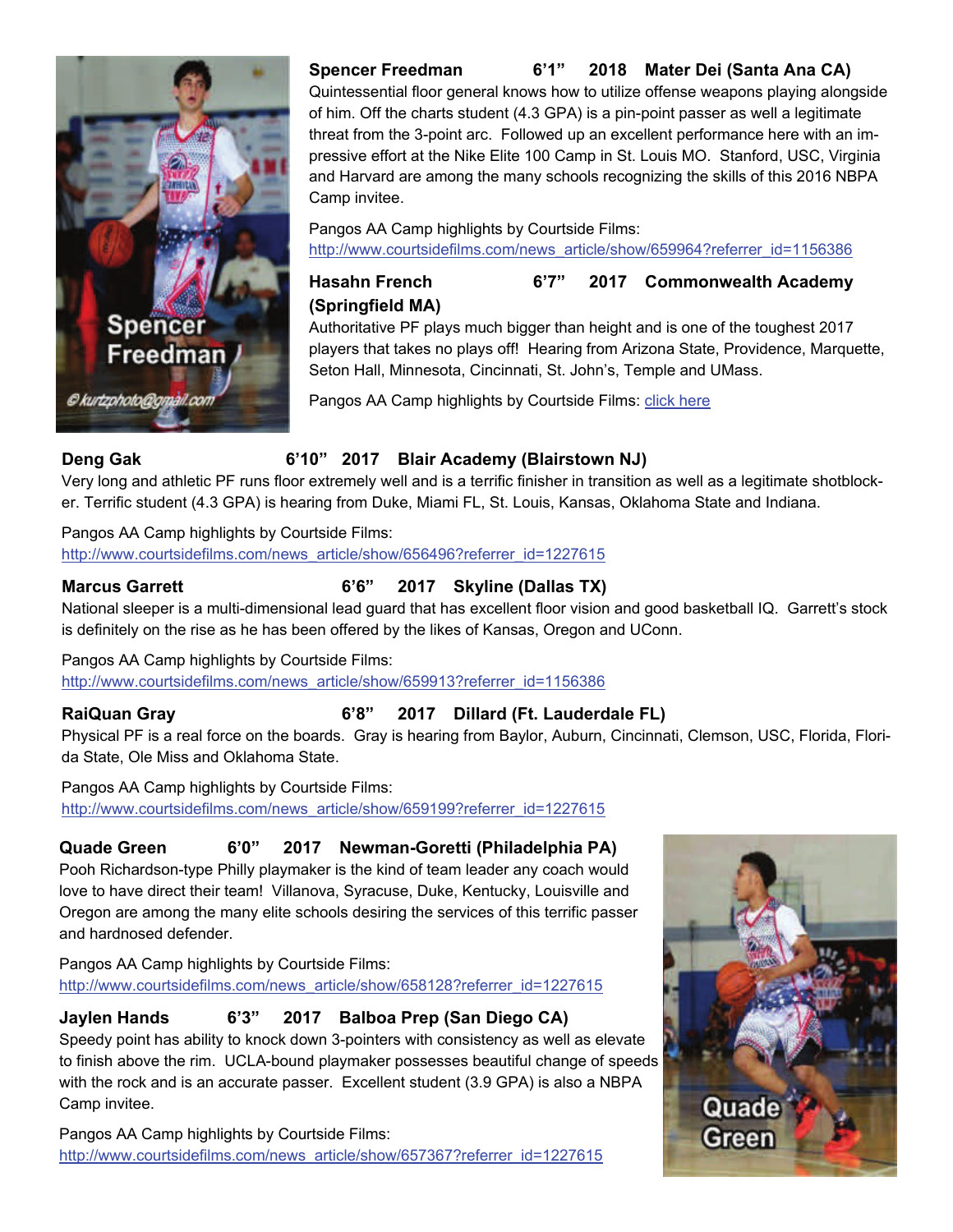**Spencer Freedman 6'1" 2018 Mater Dei (Santa Ana CA)**

Quintessential floor general knows how to utilize offense weapons playing alongside of him. Off the charts student (4.3 GPA) is a pin-point passer as well a legitimate threat from the 3-point arc. Followed up an excellent performance here with an impressive effort at the Nike Elite 100 Camp in St. Louis MO. Stanford, USC, Virginia and Harvard are among the many schools recognizing the skills of this 2016 NBPA Camp invitee.

Pangos AA Camp highlights by Courtside Films:
http://www.courtsidefilms.com/news_article/show/659964?referrer_id=1156386

**Hasahn French 6'7" 2017 Commonwealth Academy (Springfield MA)**

Authoritative PF plays much bigger than height and is one of the toughest 2017 players that takes no plays off! Hearing from Arizona State, Providence, Marquette, Seton Hall, Minnesota, Cincinnati, St. John's, Temple and UMass.

Pangos AA Camp highlights by Courtside Films: click here

**Deng Gak 6'10" 2017 Blair Academy (Blairstown NJ)**

Very long and athletic PF runs floor extremely well and is a terrific finisher in transition as well as a legitimate shotblocker. Terrific student (4.3 GPA) is hearing from Duke, Miami FL, St. Louis, Kansas, Oklahoma State and Indiana.

Pangos AA Camp highlights by Courtside Films:
http://www.courtsidefilms.com/news_article/show/656496?referrer_id=1227615

**Marcus Garrett 6'6" 2017 Skyline (Dallas TX)**

National sleeper is a multi-dimensional lead guard that has excellent floor vision and good basketball IQ. Garrett's stock is definitely on the rise as he has been offered by the likes of Kansas, Oregon and UConn.

Pangos AA Camp highlights by Courtside Films:
http://www.courtsidefilms.com/news_article/show/659913?referrer_id=1156386

**RaiQuan Gray 6'8" 2017 Dillard (Ft. Lauderdale FL)**

Physical PF is a real force on the boards. Gray is hearing from Baylor, Auburn, Cincinnati, Clemson, USC, Florida, Florida State, Ole Miss and Oklahoma State.

Pangos AA Camp highlights by Courtside Films:
http://www.courtsidefilms.com/news_article/show/659199?referrer_id=1227615

**Quade Green 6'0" 2017 Newman-Goretti (Philadelphia PA)**

Pooh Richardson-type Philly playmaker is the kind of team leader any coach would love to have direct their team! Villanova, Syracuse, Duke, Kentucky, Louisville and Oregon are among the many elite schools desiring the services of this terrific passer and hardnosed defender.

Pangos AA Camp highlights by Courtside Films:
http://www.courtsidefilms.com/news_article/show/658128?referrer_id=1227615

**Jaylen Hands 6'3" 2017 Balboa Prep (San Diego CA)**

Speedy point has ability to knock down 3-pointers with consistency as well as elevate to finish above the rim. UCLA-bound playmaker possesses beautiful change of speeds with the rock and is an accurate passer. Excellent student (3.9 GPA) is also a NBPA Camp invitee.

Pangos AA Camp highlights by Courtside Films:
http://www.courtsidefilms.com/news_article/show/657367?referrer_id=1227615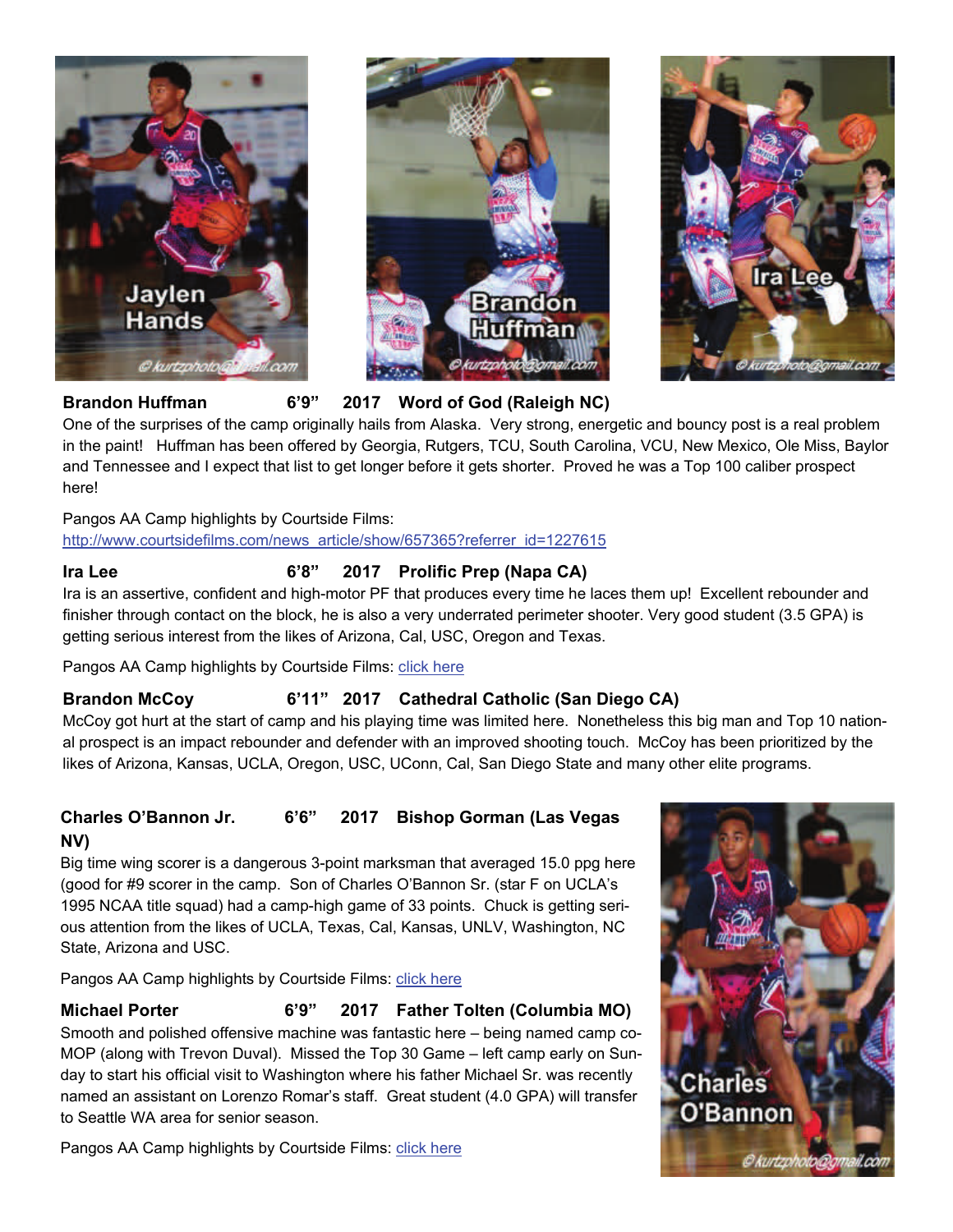**Brandon Huffman 6'9" 2017 Word of God (Raleigh NC)**

One of the surprises of the camp originally hails from Alaska. Very strong, energetic and bouncy post is a real problem in the paint! Huffman has been offered by Georgia, Rutgers, TCU, South Carolina, VCU, New Mexico, Ole Miss, Baylor and Tennessee and I expect that list to get longer before it gets shorter. Proved he was a Top 100 caliber prospect here!

Pangos AA Camp highlights by Courtside Films: http://www.courtsidefilms.com/news_article/show/657365?referrer_id=1227615

**Ira Lee 6'8" 2017 Prolific Prep (Napa CA)**

Ira is an assertive, confident and high-motor PF that produces every time he laces them up! Excellent rebounder and finisher through contact on the block, he is also a very underrated perimeter shooter. Very good student (3.5 GPA) is getting serious interest from the likes of Arizona, Cal, USC, Oregon and Texas.

Pangos AA Camp highlights by Courtside Films: click here

**Brandon McCoy 6'11" 2017 Cathedral Catholic (San Diego CA)**

McCoy got hurt at the start of camp and his playing time was limited here. Nonetheless this big man and Top 10 national prospect is an impact rebounder and defender with an improved shooting touch. McCoy has been prioritized by the likes of Arizona, Kansas, UCLA, Oregon, USC, UConn, Cal, San Diego State and many other elite programs.

**Charles O'Bannon Jr. 6'6" 2017 Bishop Gorman (Las Vegas NV)**

Big time wing scorer is a dangerous 3-point marksman that averaged 15.0 ppg here (good for #9 scorer in the camp. Son of Charles O'Bannon Sr. (star F on UCLA's 1995 NCAA title squad) had a camp-high game of 33 points. Chuck is getting serious attention from the likes of UCLA, Texas, Cal, Kansas, UNLV, Washington, NC State, Arizona and USC.

Pangos AA Camp highlights by Courtside Films: click here

**Michael Porter 6'9" 2017 Father Tolten (Columbia MO)**

Smooth and polished offensive machine was fantastic here – being named camp co-MOP (along with Trevon Duval). Missed the Top 30 Game – left camp early on Sunday to start his official visit to Washington where his father Michael Sr. was recently named an assistant on Lorenzo Romar's staff. Great student (4.0 GPA) will transfer to Seattle WA area for senior season.

Pangos AA Camp highlights by Courtside Films: click here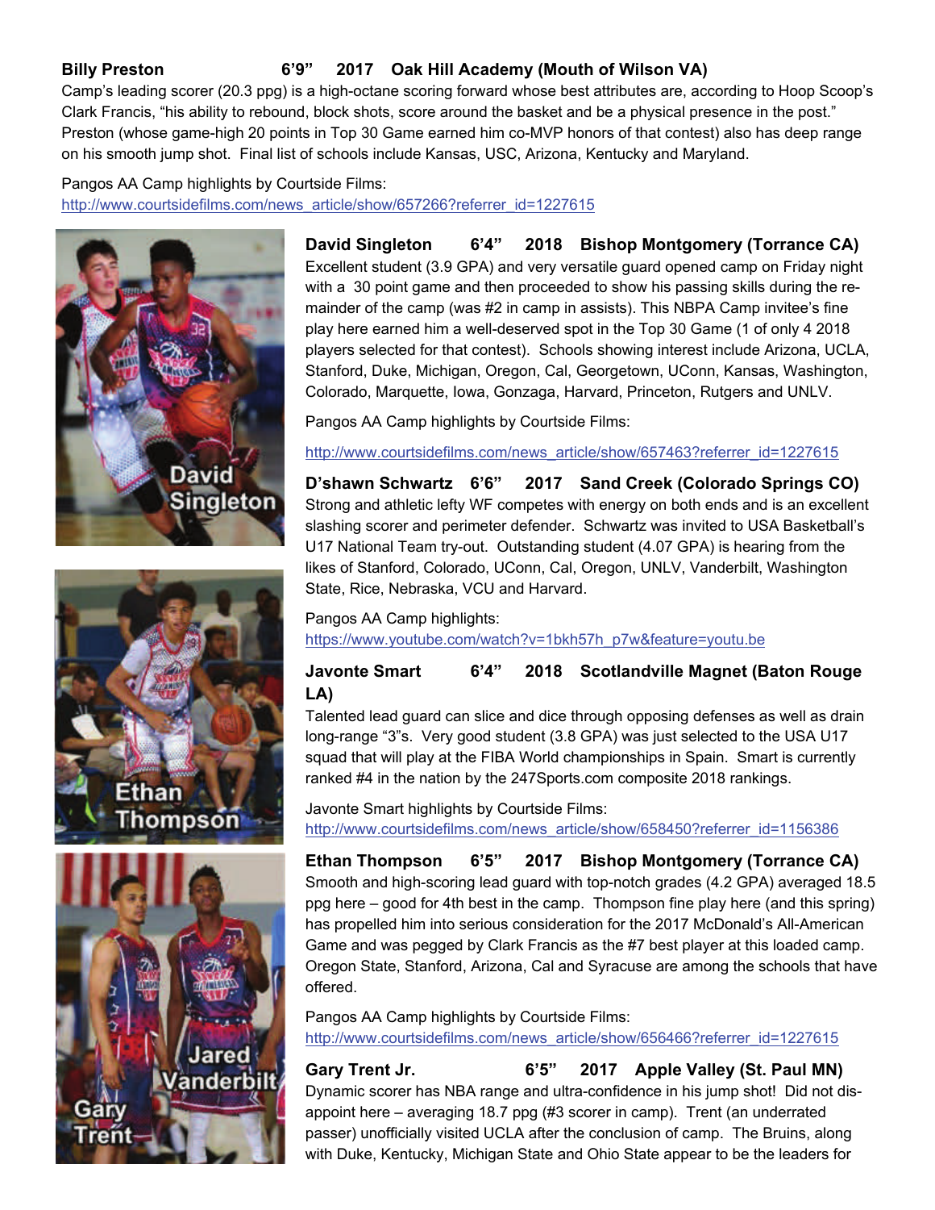**Billy Preston** 6'9" 2017 Oak Hill Academy (Mouth of Wilson VA)

Camp's leading scorer (20.3 ppg) is a high-octane scoring forward whose best attributes are, according to Hoop Scoop's Clark Francis, "his ability to rebound, block shots, score around the basket and be a physical presence in the post." Preston (whose game-high 20 points in Top 30 Game earned him co-MVP honors of that contest) also has deep range on his smooth jump shot. Final list of schools include Kansas, USC, Arizona, Kentucky and Maryland.

Pangos AA Camp highlights by Courtside Films:
http://www.courtsidefilms.com/news_article/show/657266?referrer_id=1227615

**David Singleton** 6'4" 2018 Bishop Montgomery (Torrance CA)

Excellent student (3.9 GPA) and very versatile guard opened camp on Friday night with a 30 point game and then proceeded to show his passing skills during the remainder of the camp (was #2 in camp in assists). This NBPA Camp invitee's fine play here earned him a well-deserved spot in the Top 30 Game (1 of only 4 2018 players selected for that contest). Schools showing interest include Arizona, UCLA, Stanford, Duke, Michigan, Oregon, Cal, Georgetown, UConn, Kansas, Washington, Colorado, Marquette, Iowa, Gonzaga, Harvard, Princeton, Rutgers and UNLV.

Pangos AA Camp highlights by Courtside Films:

http://www.courtsidefilms.com/news_article/show/657463?referrer_id=1227615

**D'shawn Schwartz** 6'6" 2017 Sand Creek (Colorado Springs CO)

Strong and athletic lefty WF competes with energy on both ends and is an excellent slashing scorer and perimeter defender. Schwartz was invited to USA Basketball's U17 National Team try-out. Outstanding student (4.07 GPA) is hearing from the likes of Stanford, Colorado, UConn, Cal, Oregon, UNLV, Vanderbilt, Washington State, Rice, Nebraska, VCU and Harvard.

Pangos AA Camp highlights:
https://www.youtube.com/watch?v=1bkh57h_p7w&feature=youtu.be

**Javonte Smart** 6'4" 2018 Scotlandville Magnet (Baton Rouge LA)

Talented lead guard can slice and dice through opposing defenses as well as drain long-range "3"s. Very good student (3.8 GPA) was just selected to the USA U17 squad that will play at the FIBA World championships in Spain. Smart is currently ranked #4 in the nation by the 247Sports.com composite 2018 rankings.

Javonte Smart highlights by Courtside Films:
http://www.courtsidefilms.com/news_article/show/658450?referrer_id=1156386

**Ethan Thompson** 6'5" 2017 Bishop Montgomery (Torrance CA)

Smooth and high-scoring lead guard with top-notch grades (4.2 GPA) averaged 18.5 ppg here – good for 4th best in the camp. Thompson fine play here (and this spring) has propelled him into serious consideration for the 2017 McDonald's All-American Game and was pegged by Clark Francis as the #7 best player at this loaded camp. Oregon State, Stanford, Arizona, Cal and Syracuse are among the schools that have offered.

Pangos AA Camp highlights by Courtside Films:
http://www.courtsidefilms.com/news_article/show/656466?referrer_id=1227615

**Gary Trent Jr.** 6'5" 2017 Apple Valley (St. Paul MN)

Dynamic scorer has NBA range and ultra-confidence in his jump shot! Did not disappoint here – averaging 18.7 ppg (#3 scorer in camp). Trent (an underrated passer) unofficially visited UCLA after the conclusion of camp. The Bruins, along with Duke, Kentucky, Michigan State and Ohio State appear to be the leaders for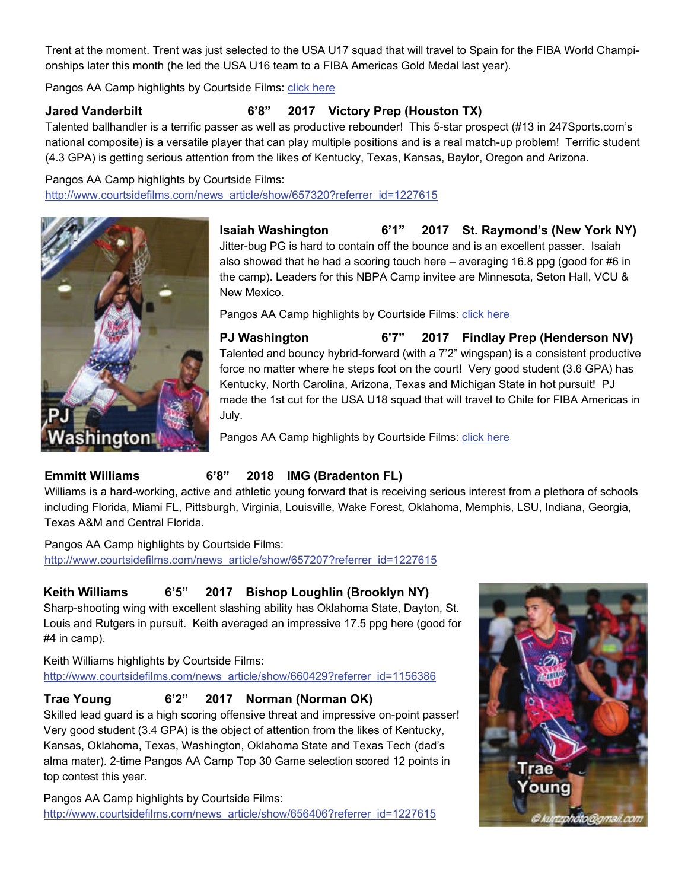Trent at the moment. Trent was just selected to the USA U17 squad that will travel to Spain for the FIBA World Championships later this month (he led the USA U16 team to a FIBA Americas Gold Medal last year).

Pangos AA Camp highlights by Courtside Films: click here

**Jared Vanderbilt 6'8" 2017 Victory Prep (Houston TX)**
Talented ballhandler is a terrific passer as well as productive rebounder! This 5-star prospect (#13 in 247Sports.com's national composite) is a versatile player that can play multiple positions and is a real match-up problem! Terrific student (4.3 GPA) is getting serious attention from the likes of Kentucky, Texas, Kansas, Baylor, Oregon and Arizona.

Pangos AA Camp highlights by Courtside Films:
http://www.courtsidefilms.com/news_article/show/657320?referrer_id=1227615

**Isaiah Washington 6'1" 2017 St. Raymond's (New York NY)**
Jitter-bug PG is hard to contain off the bounce and is an excellent passer. Isaiah also showed that he had a scoring touch here – averaging 16.8 ppg (good for #6 in the camp). Leaders for this NBPA Camp invitee are Minnesota, Seton Hall, VCU & New Mexico.

Pangos AA Camp highlights by Courtside Films: click here

**PJ Washington 6'7" 2017 Findlay Prep (Henderson NV)**
Talented and bouncy hybrid-forward (with a 7'2" wingspan) is a consistent productive force no matter where he steps foot on the court! Very good student (3.6 GPA) has Kentucky, North Carolina, Arizona, Texas and Michigan State in hot pursuit! PJ made the 1st cut for the USA U18 squad that will travel to Chile for FIBA Americas in July.

Pangos AA Camp highlights by Courtside Films: click here

**Emmitt Williams 6'8" 2018 IMG (Bradenton FL)**
Williams is a hard-working, active and athletic young forward that is receiving serious interest from a plethora of schools including Florida, Miami FL, Pittsburgh, Virginia, Louisville, Wake Forest, Oklahoma, Memphis, LSU, Indiana, Georgia, Texas A&M and Central Florida.

Pangos AA Camp highlights by Courtside Films:
http://www.courtsidefilms.com/news_article/show/657207?referrer_id=1227615

**Keith Williams 6'5" 2017 Bishop Loughlin (Brooklyn NY)**
Sharp-shooting wing with excellent slashing ability has Oklahoma State, Dayton, St. Louis and Rutgers in pursuit. Keith averaged an impressive 17.5 ppg here (good for #4 in camp).

Keith Williams highlights by Courtside Films:
http://www.courtsidefilms.com/news_article/show/660429?referrer_id=1156386

**Trae Young 6'2" 2017 Norman (Norman OK)**
Skilled lead guard is a high scoring offensive threat and impressive on-point passer! Very good student (3.4 GPA) is the object of attention from the likes of Kentucky, Kansas, Oklahoma, Texas, Washington, Oklahoma State and Texas Tech (dad's alma mater). 2-time Pangos AA Camp Top 30 Game selection scored 12 points in top contest this year.

Pangos AA Camp highlights by Courtside Films:
http://www.courtsidefilms.com/news_article/show/656406?referrer_id=1227615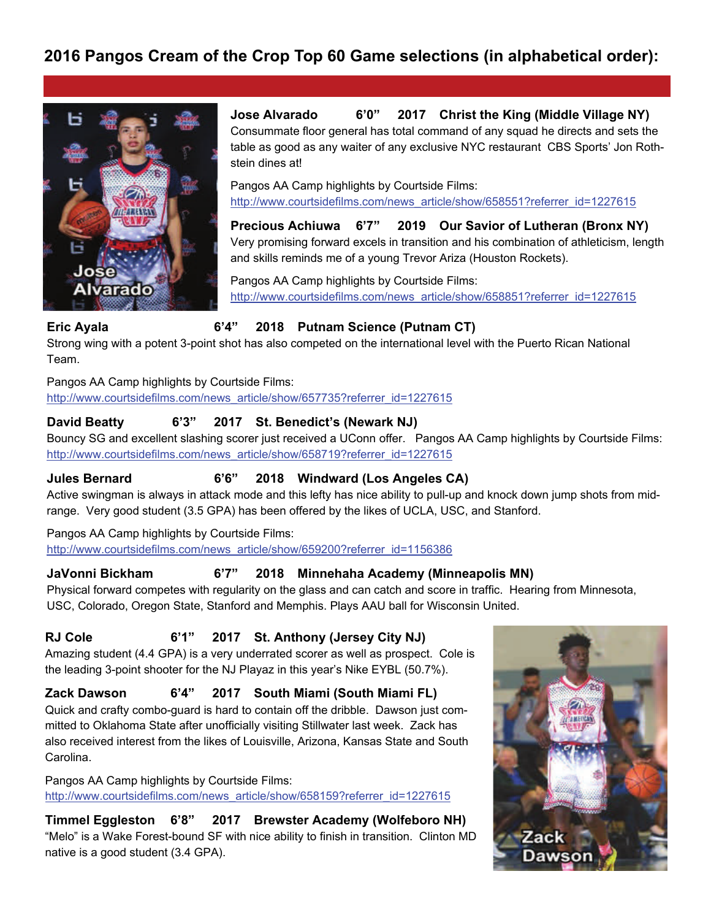## 2016 Pangos Cream of the Crop Top 60 Game selections (in alphabetical order):

**Jose Alvarado 6'0" 2017 Christ the King (Middle Village NY)**
Consummate floor general has total command of any squad he directs and sets the table as good as any waiter of any exclusive NYC restaurant CBS Sports' Jon Rothstein dines at!

Pangos AA Camp highlights by Courtside Films:
http://www.courtsidefilms.com/news_article/show/658551?referrer_id=1227615

**Precious Achiuwa 6'7" 2019 Our Savior of Lutheran (Bronx NY)**
Very promising forward excels in transition and his combination of athleticism, length and skills reminds me of a young Trevor Ariza (Houston Rockets).

Pangos AA Camp highlights by Courtside Films:
http://www.courtsidefilms.com/news_article/show/658851?referrer_id=1227615

**Eric Ayala 6'4" 2018 Putnam Science (Putnam CT)**
Strong wing with a potent 3-point shot has also competed on the international level with the Puerto Rican National Team.

Pangos AA Camp highlights by Courtside Films:
http://www.courtsidefilms.com/news_article/show/657735?referrer_id=1227615

**David Beatty 6'3" 2017 St. Benedict's (Newark NJ)**
Bouncy SG and excellent slashing scorer just received a UConn offer. Pangos AA Camp highlights by Courtside Films:
http://www.courtsidefilms.com/news_article/show/658719?referrer_id=1227615

**Jules Bernard 6'6" 2018 Windward (Los Angeles CA)**
Active swingman is always in attack mode and this lefty has nice ability to pull-up and knock down jump shots from mid-range. Very good student (3.5 GPA) has been offered by the likes of UCLA, USC, and Stanford.

Pangos AA Camp highlights by Courtside Films:
http://www.courtsidefilms.com/news_article/show/659200?referrer_id=1156386

**JaVonni Bickham 6'7" 2018 Minnehaha Academy (Minneapolis MN)**
Physical forward competes with regularity on the glass and can catch and score in traffic. Hearing from Minnesota, USC, Colorado, Oregon State, Stanford and Memphis. Plays AAU ball for Wisconsin United.

**RJ Cole 6'1" 2017 St. Anthony (Jersey City NJ)**
Amazing student (4.4 GPA) is a very underrated scorer as well as prospect. Cole is the leading 3-point shooter for the NJ Playaz in this year's Nike EYBL (50.7%).

**Zack Dawson 6'4" 2017 South Miami (South Miami FL)**
Quick and crafty combo-guard is hard to contain off the dribble. Dawson just committed to Oklahoma State after unofficially visiting Stillwater last week. Zack has also received interest from the likes of Louisville, Arizona, Kansas State and South Carolina.

Pangos AA Camp highlights by Courtside Films:
http://www.courtsidefilms.com/news_article/show/658159?referrer_id=1227615

**Timmel Eggleston 6'8" 2017 Brewster Academy (Wolfeboro NH)**
"Melo" is a Wake Forest-bound SF with nice ability to finish in transition. Clinton MD native is a good student (3.4 GPA).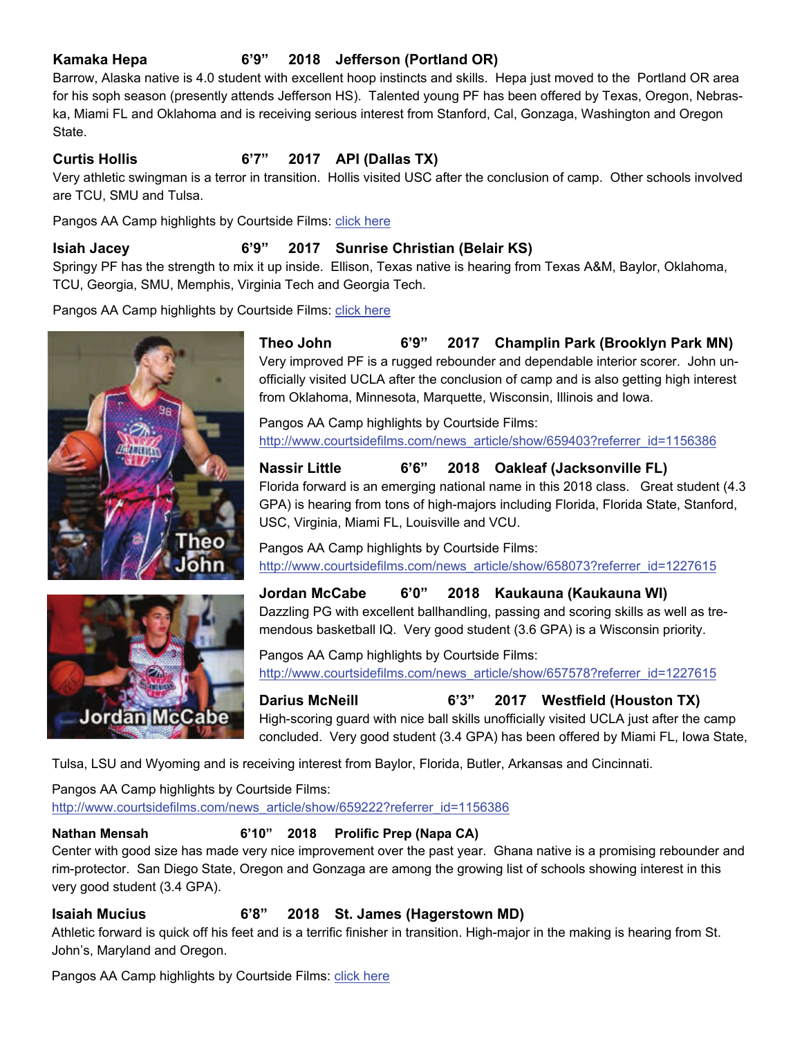**Kamaka Hepa 6'9" 2018 Jefferson (Portland OR)**
Barrow, Alaska native is 4.0 student with excellent hoop instincts and skills. Hepa just moved to the Portland OR area for his soph season (presently attends Jefferson HS). Talented young PF has been offered by Texas, Oregon, Nebraska, Miami FL and Oklahoma and is receiving serious interest from Stanford, Cal, Gonzaga, Washington and Oregon State.

**Curtis Hollis 6'7" 2017 API (Dallas TX)**
Very athletic swingman is a terror in transition. Hollis visited USC after the conclusion of camp. Other schools involved are TCU, SMU and Tulsa.

Pangos AA Camp highlights by Courtside Films: click here

**Isiah Jacey 6'9" 2017 Sunrise Christian (Belair KS)**
Springy PF has the strength to mix it up inside. Ellison, Texas native is hearing from Texas A&M, Baylor, Oklahoma, TCU, Georgia, SMU, Memphis, Virginia Tech and Georgia Tech.

Pangos AA Camp highlights by Courtside Films: click here

**Theo John 6'9" 2017 Champlin Park (Brooklyn Park MN)**
Very improved PF is a rugged rebounder and dependable interior scorer. John unofficially visited UCLA after the conclusion of camp and is also getting high interest from Oklahoma, Minnesota, Marquette, Wisconsin, Illinois and Iowa.

Pangos AA Camp highlights by Courtside Films:
http://www.courtsidefilms.com/news_article/show/659403?referrer_id=1156386

**Nassir Little 6'6" 2018 Oakleaf (Jacksonville FL)**
Florida forward is an emerging national name in this 2018 class. Great student (4.3 GPA) is hearing from tons of high-majors including Florida, Florida State, Stanford, USC, Virginia, Miami FL, Louisville and VCU.

Pangos AA Camp highlights by Courtside Films:
http://www.courtsidefilms.com/news_article/show/658073?referrer_id=1227615

**Jordan McCabe 6'0" 2018 Kaukauna (Kaukauna WI)**
Dazzling PG with excellent ballhandling, passing and scoring skills as well as tremendous basketball IQ. Very good student (3.6 GPA) is a Wisconsin priority.

Pangos AA Camp highlights by Courtside Films:
http://www.courtsidefilms.com/news_article/show/657578?referrer_id=1227615

**Darius McNeill 6'3" 2017 Westfield (Houston TX)**
High-scoring guard with nice ball skills unofficially visited UCLA just after the camp concluded. Very good student (3.4 GPA) has been offered by Miami FL, Iowa State, Tulsa, LSU and Wyoming and is receiving interest from Baylor, Florida, Butler, Arkansas and Cincinnati.

Pangos AA Camp highlights by Courtside Films:
http://www.courtsidefilms.com/news_article/show/659222?referrer_id=1156386

**Nathan Mensah 6'10" 2018 Prolific Prep (Napa CA)**
Center with good size has made very nice improvement over the past year. Ghana native is a promising rebounder and rim-protector. San Diego State, Oregon and Gonzaga are among the growing list of schools showing interest in this very good student (3.4 GPA).

**Isaiah Mucius 6'8" 2018 St. James (Hagerstown MD)**
Athletic forward is quick off his feet and is a terrific finisher in transition. High-major in the making is hearing from St. John's, Maryland and Oregon.

Pangos AA Camp highlights by Courtside Films: click here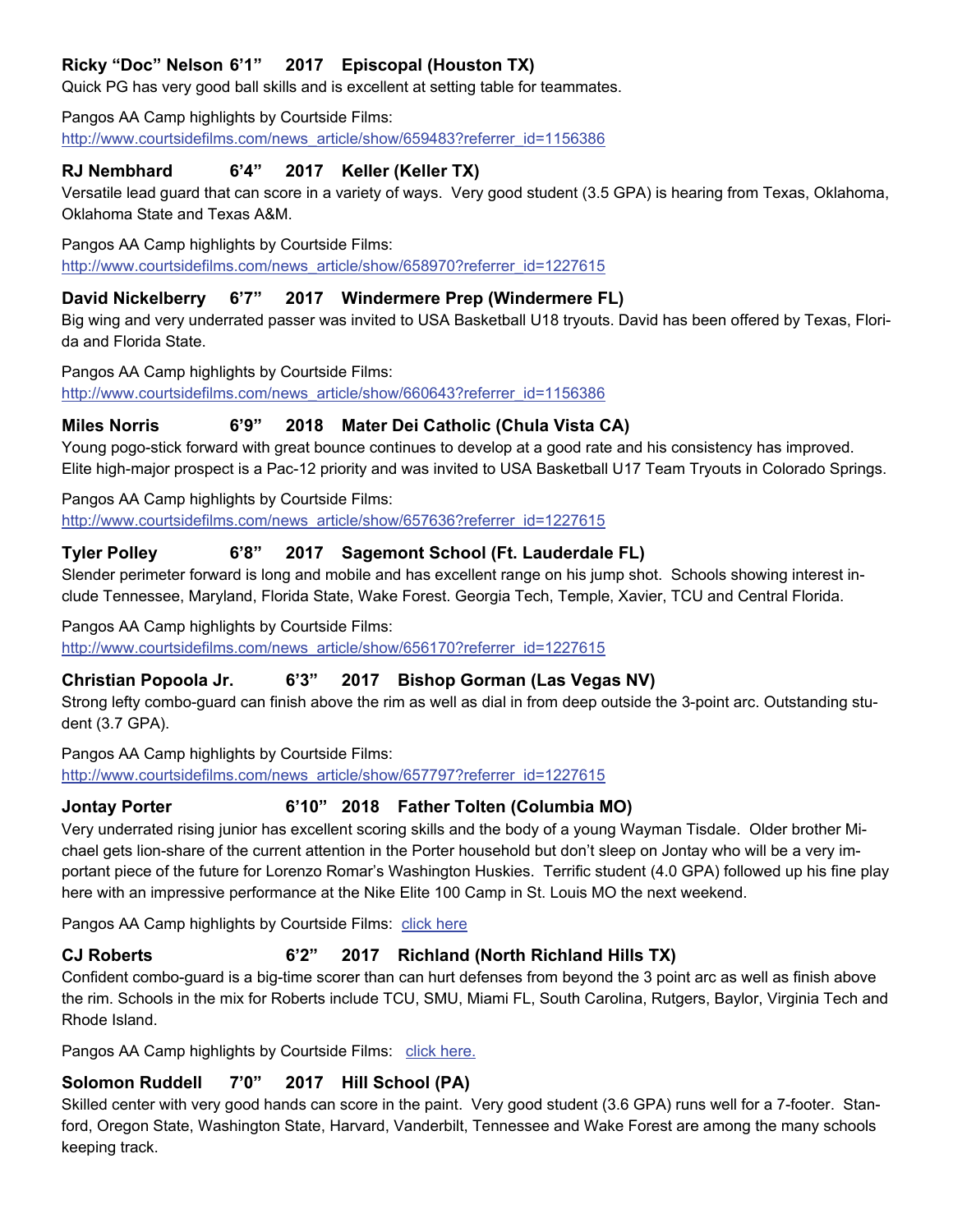**Ricky "Doc" Nelson 6'1" 2017 Episcopal (Houston TX)**
Quick PG has very good ball skills and is excellent at setting table for teammates.

Pangos AA Camp highlights by Courtside Films:
http://www.courtsidefilms.com/news_article/show/659483?referrer_id=1156386

**RJ Nembhard 6'4" 2017 Keller (Keller TX)**
Versatile lead guard that can score in a variety of ways. Very good student (3.5 GPA) is hearing from Texas, Oklahoma, Oklahoma State and Texas A&M.

Pangos AA Camp highlights by Courtside Films:
http://www.courtsidefilms.com/news_article/show/658970?referrer_id=1227615

**David Nickelberry 6'7" 2017 Windermere Prep (Windermere FL)**
Big wing and very underrated passer was invited to USA Basketball U18 tryouts. David has been offered by Texas, Florida and Florida State.

Pangos AA Camp highlights by Courtside Films:
http://www.courtsidefilms.com/news_article/show/660643?referrer_id=1156386

**Miles Norris 6'9" 2018 Mater Dei Catholic (Chula Vista CA)**
Young pogo-stick forward with great bounce continues to develop at a good rate and his consistency has improved. Elite high-major prospect is a Pac-12 priority and was invited to USA Basketball U17 Team Tryouts in Colorado Springs.

Pangos AA Camp highlights by Courtside Films:
http://www.courtsidefilms.com/news_article/show/657636?referrer_id=1227615

**Tyler Polley 6'8" 2017 Sagemont School (Ft. Lauderdale FL)**
Slender perimeter forward is long and mobile and has excellent range on his jump shot. Schools showing interest include Tennessee, Maryland, Florida State, Wake Forest. Georgia Tech, Temple, Xavier, TCU and Central Florida.

Pangos AA Camp highlights by Courtside Films:
http://www.courtsidefilms.com/news_article/show/656170?referrer_id=1227615

**Christian Popoola Jr. 6'3" 2017 Bishop Gorman (Las Vegas NV)**
Strong lefty combo-guard can finish above the rim as well as dial in from deep outside the 3-point arc. Outstanding student (3.7 GPA).

Pangos AA Camp highlights by Courtside Films:
http://www.courtsidefilms.com/news_article/show/657797?referrer_id=1227615

**Jontay Porter 6'10" 2018 Father Tolten (Columbia MO)**
Very underrated rising junior has excellent scoring skills and the body of a young Wayman Tisdale. Older brother Michael gets lion-share of the current attention in the Porter household but don't sleep on Jontay who will be a very important piece of the future for Lorenzo Romar's Washington Huskies. Terrific student (4.0 GPA) followed up his fine play here with an impressive performance at the Nike Elite 100 Camp in St. Louis MO the next weekend.

Pangos AA Camp highlights by Courtside Films: click here

**CJ Roberts 6'2" 2017 Richland (North Richland Hills TX)**
Confident combo-guard is a big-time scorer than can hurt defenses from beyond the 3 point arc as well as finish above the rim. Schools in the mix for Roberts include TCU, SMU, Miami FL, South Carolina, Rutgers, Baylor, Virginia Tech and Rhode Island.

Pangos AA Camp highlights by Courtside Films: click here.

**Solomon Ruddell 7'0" 2017 Hill School (PA)**
Skilled center with very good hands can score in the paint. Very good student (3.6 GPA) runs well for a 7-footer. Stanford, Oregon State, Washington State, Harvard, Vanderbilt, Tennessee and Wake Forest are among the many schools keeping track.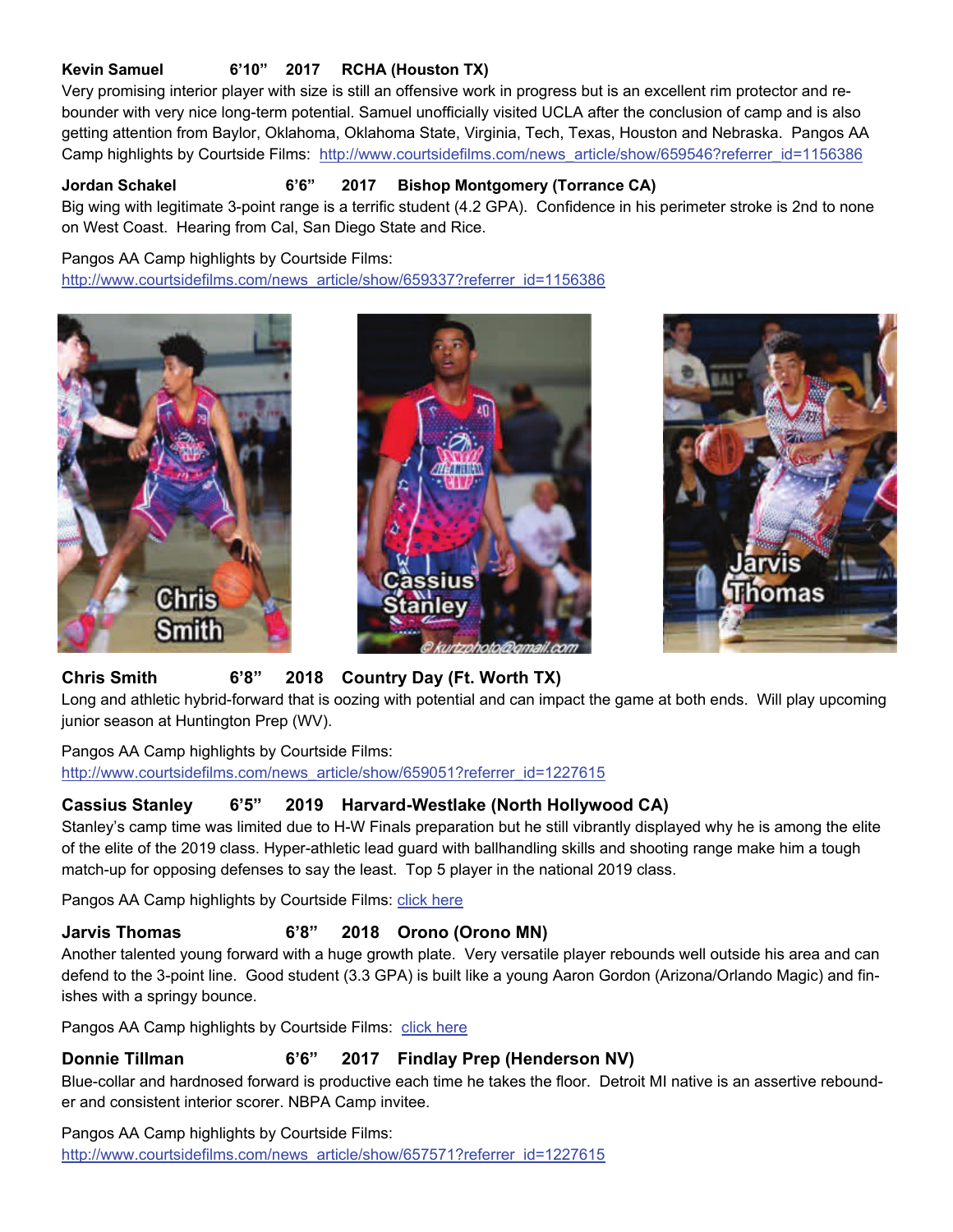**Kevin Samuel 6'10" 2017 RCHA (Houston TX)**
Very promising interior player with size is still an offensive work in progress but is an excellent rim protector and re-bounder with very nice long-term potential. Samuel unofficially visited UCLA after the conclusion of camp and is also getting attention from Baylor, Oklahoma, Oklahoma State, Virginia, Tech, Texas, Houston and Nebraska. Pangos AA Camp highlights by Courtside Films: http://www.courtsidefilms.com/news_article/show/659546?referrer_id=1156386

**Jordan Schakel 6'6" 2017 Bishop Montgomery (Torrance CA)**
Big wing with legitimate 3-point range is a terrific student (4.2 GPA). Confidence in his perimeter stroke is 2nd to none on West Coast. Hearing from Cal, San Diego State and Rice.

Pangos AA Camp highlights by Courtside Films:
http://www.courtsidefilms.com/news_article/show/659337?referrer_id=1156386

**Chris Smith 6'8" 2018 Country Day (Ft. Worth TX)**
Long and athletic hybrid-forward that is oozing with potential and can impact the game at both ends. Will play upcoming junior season at Huntington Prep (WV).

Pangos AA Camp highlights by Courtside Films:
http://www.courtsidefilms.com/news_article/show/659051?referrer_id=1227615

**Cassius Stanley 6'5" 2019 Harvard-Westlake (North Hollywood CA)**
Stanley's camp time was limited due to H-W Finals preparation but he still vibrantly displayed why he is among the elite of the elite of the 2019 class. Hyper-athletic lead guard with ballhandling skills and shooting range make him a tough match-up for opposing defenses to say the least. Top 5 player in the national 2019 class.

Pangos AA Camp highlights by Courtside Films: click here

**Jarvis Thomas 6'8" 2018 Orono (Orono MN)**
Another talented young forward with a huge growth plate. Very versatile player rebounds well outside his area and can defend to the 3-point line. Good student (3.3 GPA) is built like a young Aaron Gordon (Arizona/Orlando Magic) and finishes with a springy bounce.

Pangos AA Camp highlights by Courtside Films: click here

**Donnie Tillman 6'6" 2017 Findlay Prep (Henderson NV)**
Blue-collar and hardnosed forward is productive each time he takes the floor. Detroit MI native is an assertive rebounder and consistent interior scorer. NBPA Camp invitee.

Pangos AA Camp highlights by Courtside Films:
http://www.courtsidefilms.com/news_article/show/657571?referrer_id=1227615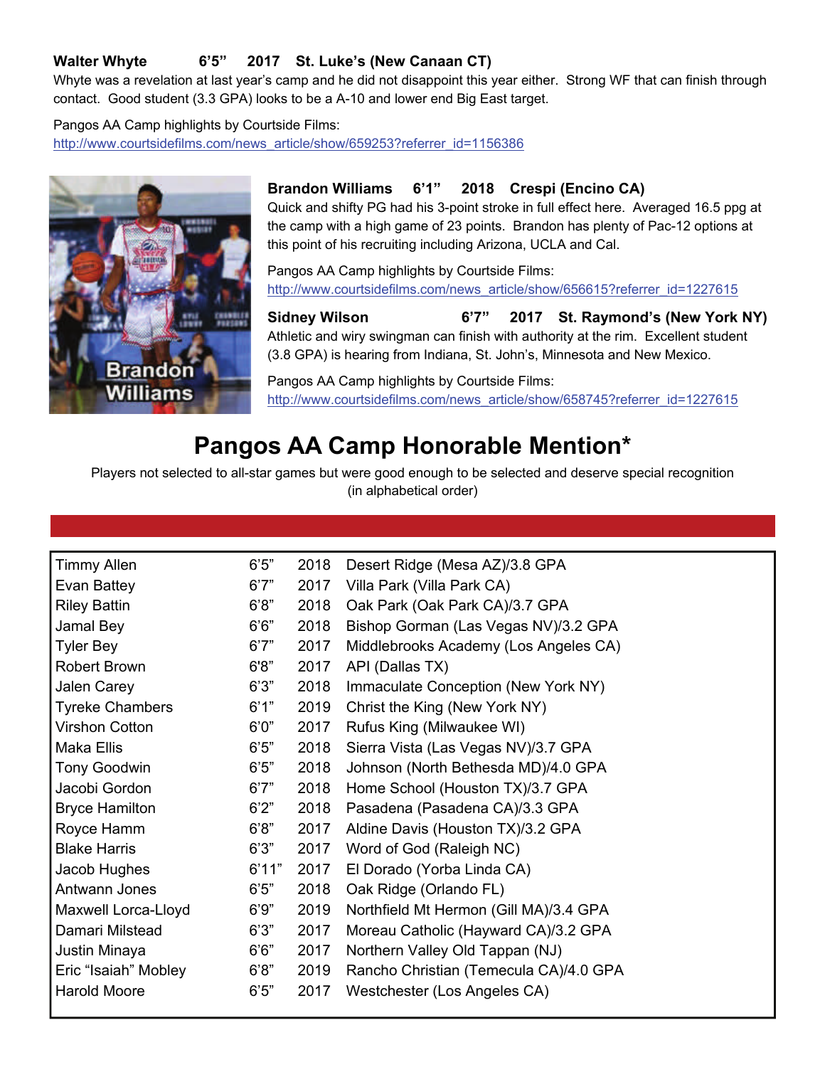**Walter Whyte 6'5" 2017 St. Luke's (New Canaan CT)**
Whyte was a revelation at last year's camp and he did not disappoint this year either. Strong WF that can finish through contact. Good student (3.3 GPA) looks to be a A-10 and lower end Big East target.

Pangos AA Camp highlights by Courtside Films:
http://www.courtsidefilms.com/news_article/show/659253?referrer_id=1156386

**Brandon Williams 6'1" 2018 Crespi (Encino CA)**
Quick and shifty PG had his 3-point stroke in full effect here. Averaged 16.5 ppg at the camp with a high game of 23 points. Brandon has plenty of Pac-12 options at this point of his recruiting including Arizona, UCLA and Cal.

Pangos AA Camp highlights by Courtside Films:
http://www.courtsidefilms.com/news_article/show/656615?referrer_id=1227615

**Sidney Wilson 6'7" 2017 St. Raymond's (New York NY)**
Athletic and wiry swingman can finish with authority at the rim. Excellent student (3.8 GPA) is hearing from Indiana, St. John's, Minnesota and New Mexico.

Pangos AA Camp highlights by Courtside Films:
http://www.courtsidefilms.com/news_article/show/658745?referrer_id=1227615

# Pangos AA Camp Honorable Mention*

Players not selected to all-star games but were good enough to be selected and deserve special recognition (in alphabetical order)

| Name | Height | Class | School |
|---|---|---|---|
| Timmy Allen | 6'5" | 2018 | Desert Ridge (Mesa AZ)/3.8 GPA |
| Evan Battey | 6'7" | 2017 | Villa Park (Villa Park CA) |
| Riley Battin | 6'8" | 2018 | Oak Park (Oak Park CA)/3.7 GPA |
| Jamal Bey | 6'6" | 2018 | Bishop Gorman (Las Vegas NV)/3.2 GPA |
| Tyler Bey | 6'7" | 2017 | Middlebrooks Academy (Los Angeles CA) |
| Robert Brown | 6'8" | 2017 | API (Dallas TX) |
| Jalen Carey | 6'3" | 2018 | Immaculate Conception (New York NY) |
| Tyreke Chambers | 6'1" | 2019 | Christ the King (New York NY) |
| Virshon Cotton | 6'0" | 2017 | Rufus King (Milwaukee WI) |
| Maka Ellis | 6'5" | 2018 | Sierra Vista (Las Vegas NV)/3.7 GPA |
| Tony Goodwin | 6'5" | 2018 | Johnson (North Bethesda MD)/4.0 GPA |
| Jacobi Gordon | 6'7" | 2018 | Home School (Houston TX)/3.7 GPA |
| Bryce Hamilton | 6'2" | 2018 | Pasadena (Pasadena CA)/3.3 GPA |
| Royce Hamm | 6'8" | 2017 | Aldine Davis (Houston TX)/3.2 GPA |
| Blake Harris | 6'3" | 2017 | Word of God (Raleigh NC) |
| Jacob Hughes | 6'11" | 2017 | El Dorado (Yorba Linda CA) |
| Antwann Jones | 6'5" | 2018 | Oak Ridge (Orlando FL) |
| Maxwell Lorca-Lloyd | 6'9" | 2019 | Northfield Mt Hermon (Gill MA)/3.4 GPA |
| Damari Milstead | 6'3" | 2017 | Moreau Catholic (Hayward CA)/3.2 GPA |
| Justin Minaya | 6'6" | 2017 | Northern Valley Old Tappan (NJ) |
| Eric "Isaiah" Mobley | 6'8" | 2019 | Rancho Christian (Temecula CA)/4.0 GPA |
| Harold Moore | 6'5" | 2017 | Westchester (Los Angeles CA) |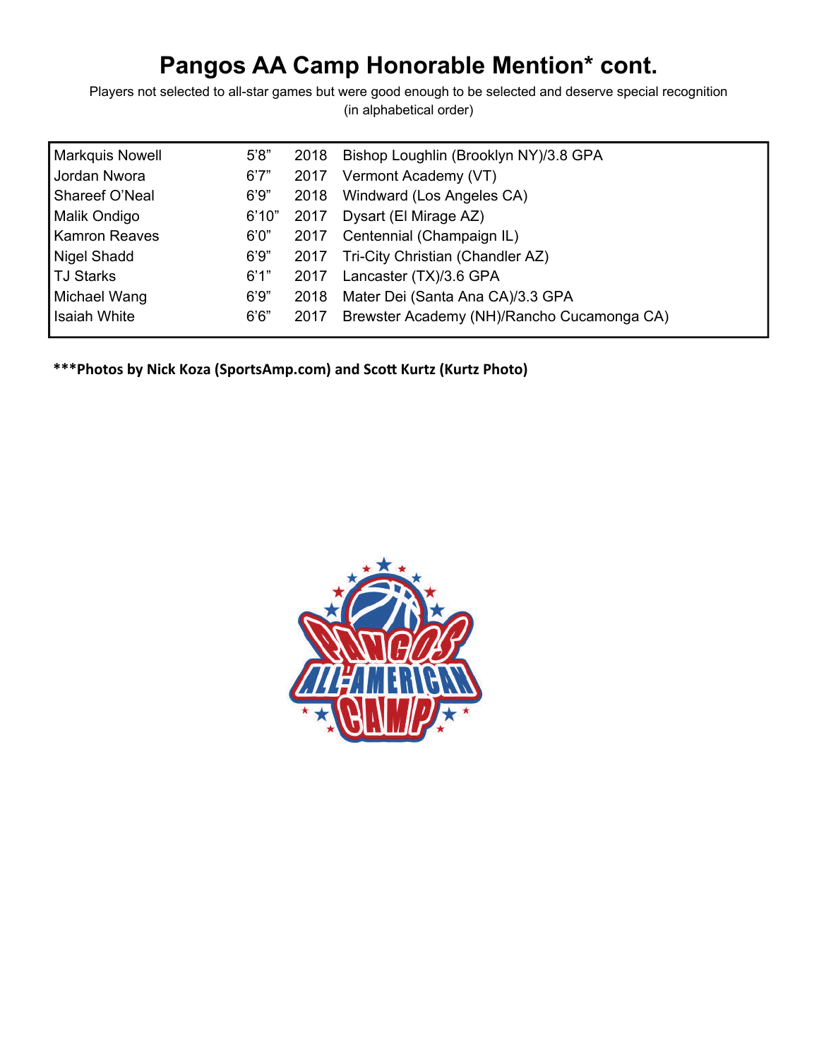# Pangos AA Camp Honorable Mention* cont.

Players not selected to all-star games but were good enough to be selected and deserve special recognition
(in alphabetical order)

| | | | |
|---|---|---|---|
| Markquis Nowell | 5’8” | 2018 | Bishop Loughlin (Brooklyn NY)/3.8 GPA |
| Jordan Nwora | 6’7” | 2017 | Vermont Academy (VT) |
| Shareef O’Neal | 6’9” | 2018 | Windward (Los Angeles CA) |
| Malik Ondigo | 6’10” | 2017 | Dysart (El Mirage AZ) |
| Kamron Reaves | 6’0” | 2017 | Centennial (Champaign IL) |
| Nigel Shadd | 6’9” | 2017 | Tri-City Christian (Chandler AZ) |
| TJ Starks | 6’1” | 2017 | Lancaster (TX)/3.6 GPA |
| Michael Wang | 6’9” | 2018 | Mater Dei (Santa Ana CA)/3.3 GPA |
| Isaiah White | 6’6” | 2017 | Brewster Academy (NH)/Rancho Cucamonga CA) |

**\*\*\*Photos by Nick Koza (SportsAmp.com) and Scott Kurtz (Kurtz Photo)**